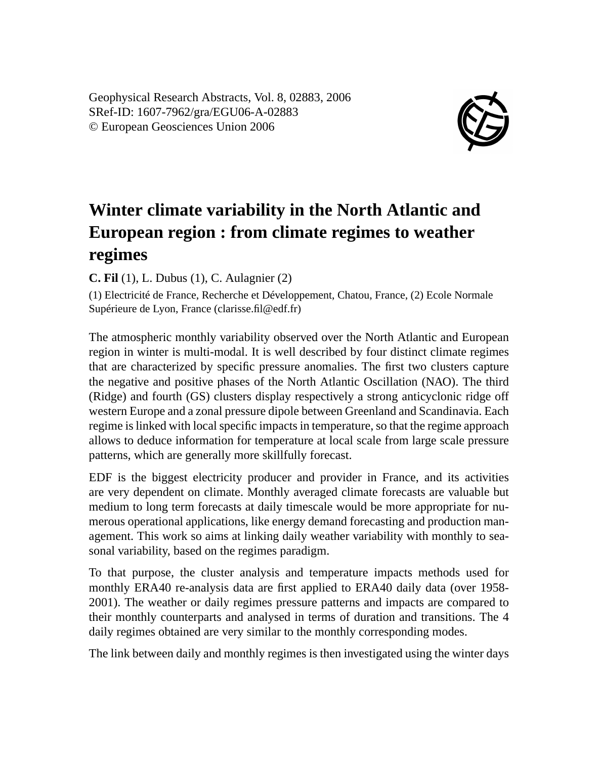Geophysical Research Abstracts, Vol. 8, 02883, 2006
SRef-ID: 1607-7962/gra/EGU06-A-02883
© European Geosciences Union 2006

# Winter climate variability in the North Atlantic and European region : from climate regimes to weather regimes

**C. Fil** (1), L. Dubus (1), C. Aulagnier (2)

(1) Electricité de France, Recherche et Développement, Chatou, France, (2) Ecole Normale Supérieure de Lyon, France (clarisse.fil@edf.fr)

The atmospheric monthly variability observed over the North Atlantic and European region in winter is multi-modal. It is well described by four distinct climate regimes that are characterized by specific pressure anomalies. The first two clusters capture the negative and positive phases of the North Atlantic Oscillation (NAO). The third (Ridge) and fourth (GS) clusters display respectively a strong anticyclonic ridge off western Europe and a zonal pressure dipole between Greenland and Scandinavia. Each regime is linked with local specific impacts in temperature, so that the regime approach allows to deduce information for temperature at local scale from large scale pressure patterns, which are generally more skillfully forecast.

EDF is the biggest electricity producer and provider in France, and its activities are very dependent on climate. Monthly averaged climate forecasts are valuable but medium to long term forecasts at daily timescale would be more appropriate for numerous operational applications, like energy demand forecasting and production management. This work so aims at linking daily weather variability with monthly to seasonal variability, based on the regimes paradigm.

To that purpose, the cluster analysis and temperature impacts methods used for monthly ERA40 re-analysis data are first applied to ERA40 daily data (over 1958-2001). The weather or daily regimes pressure patterns and impacts are compared to their monthly counterparts and analysed in terms of duration and transitions. The 4 daily regimes obtained are very similar to the monthly corresponding modes.

The link between daily and monthly regimes is then investigated using the winter days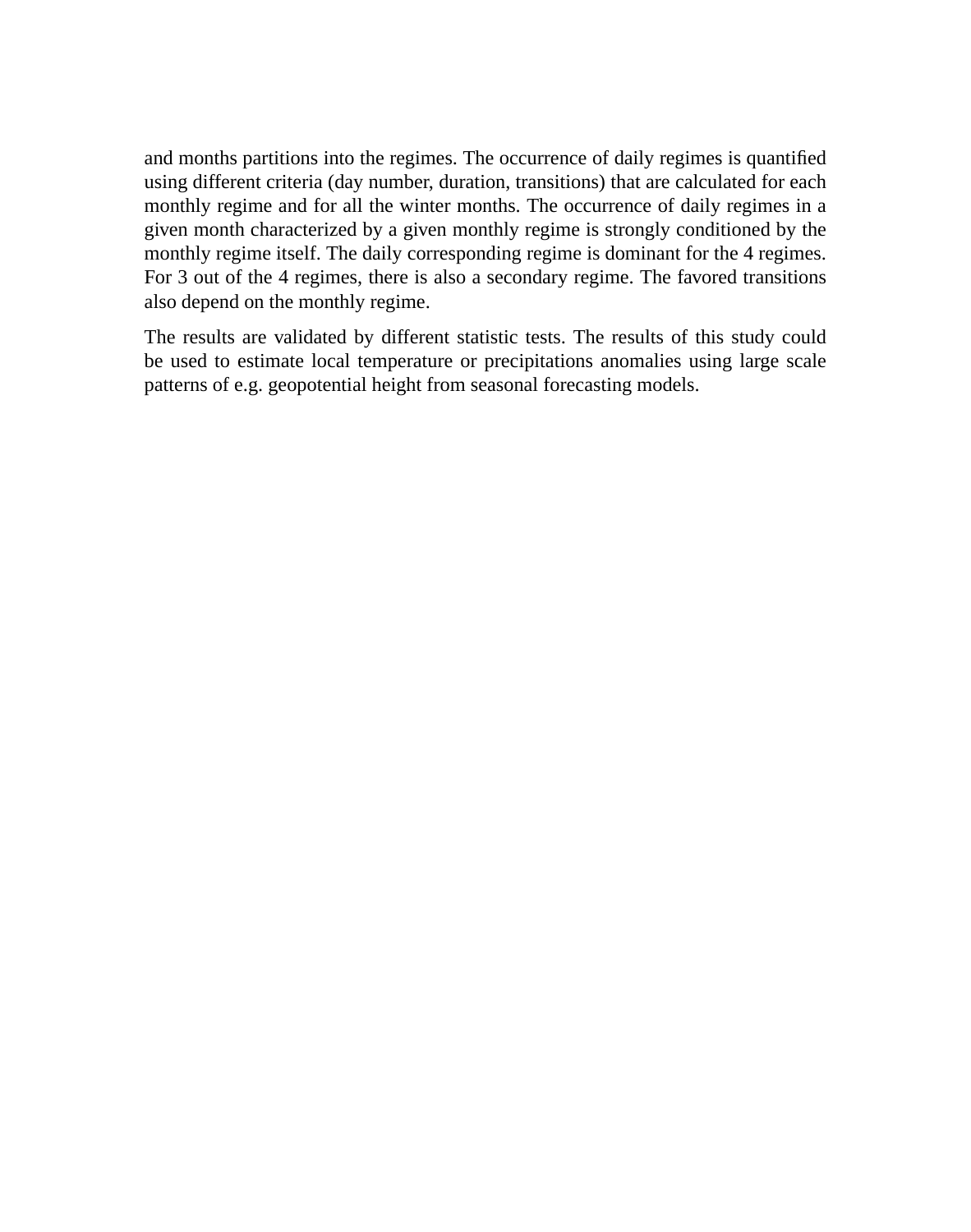and months partitions into the regimes. The occurrence of daily regimes is quantified using different criteria (day number, duration, transitions) that are calculated for each monthly regime and for all the winter months. The occurrence of daily regimes in a given month characterized by a given monthly regime is strongly conditioned by the monthly regime itself. The daily corresponding regime is dominant for the 4 regimes. For 3 out of the 4 regimes, there is also a secondary regime. The favored transitions also depend on the monthly regime.

The results are validated by different statistic tests. The results of this study could be used to estimate local temperature or precipitations anomalies using large scale patterns of e.g. geopotential height from seasonal forecasting models.